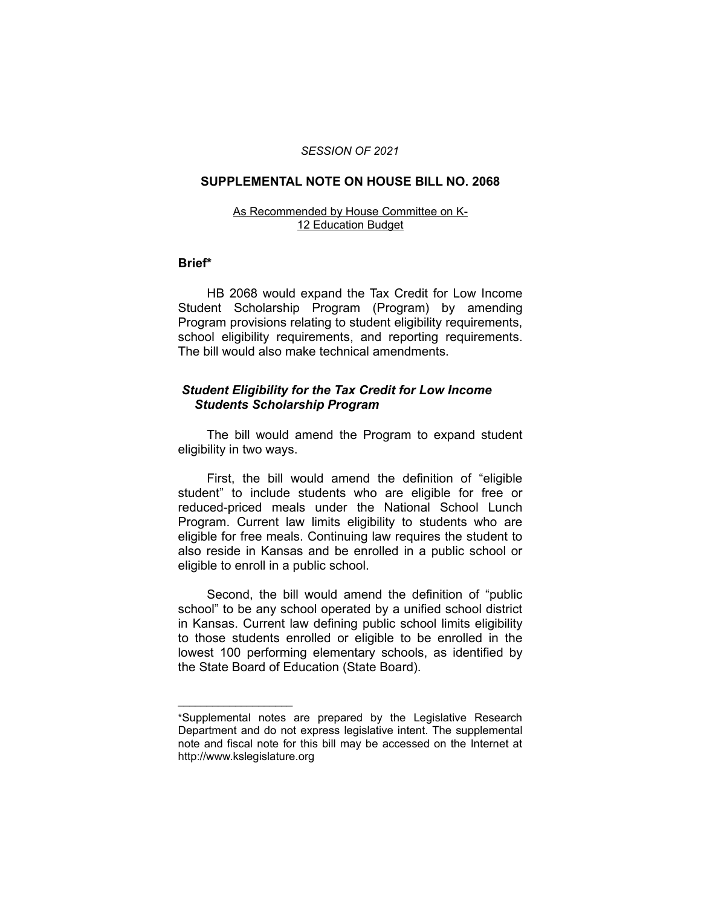*SESSION OF 2021*

# SUPPLEMENTAL NOTE ON HOUSE BILL NO. 2068

As Recommended by House Committee on K-12 Education Budget

## Brief*

HB 2068 would expand the Tax Credit for Low Income Student Scholarship Program (Program) by amending Program provisions relating to student eligibility requirements, school eligibility requirements, and reporting requirements. The bill would also make technical amendments.

### *Student Eligibility for the Tax Credit for Low Income Students Scholarship Program*

The bill would amend the Program to expand student eligibility in two ways.

First, the bill would amend the definition of "eligible student" to include students who are eligible for free or reduced-priced meals under the National School Lunch Program. Current law limits eligibility to students who are eligible for free meals. Continuing law requires the student to also reside in Kansas and be enrolled in a public school or eligible to enroll in a public school.

Second, the bill would amend the definition of "public school" to be any school operated by a unified school district in Kansas. Current law defining public school limits eligibility to those students enrolled or eligible to be enrolled in the lowest 100 performing elementary schools, as identified by the State Board of Education (State Board).

---

*Supplemental notes are prepared by the Legislative Research Department and do not express legislative intent. The supplemental note and fiscal note for this bill may be accessed on the Internet at http://www.kslegislature.org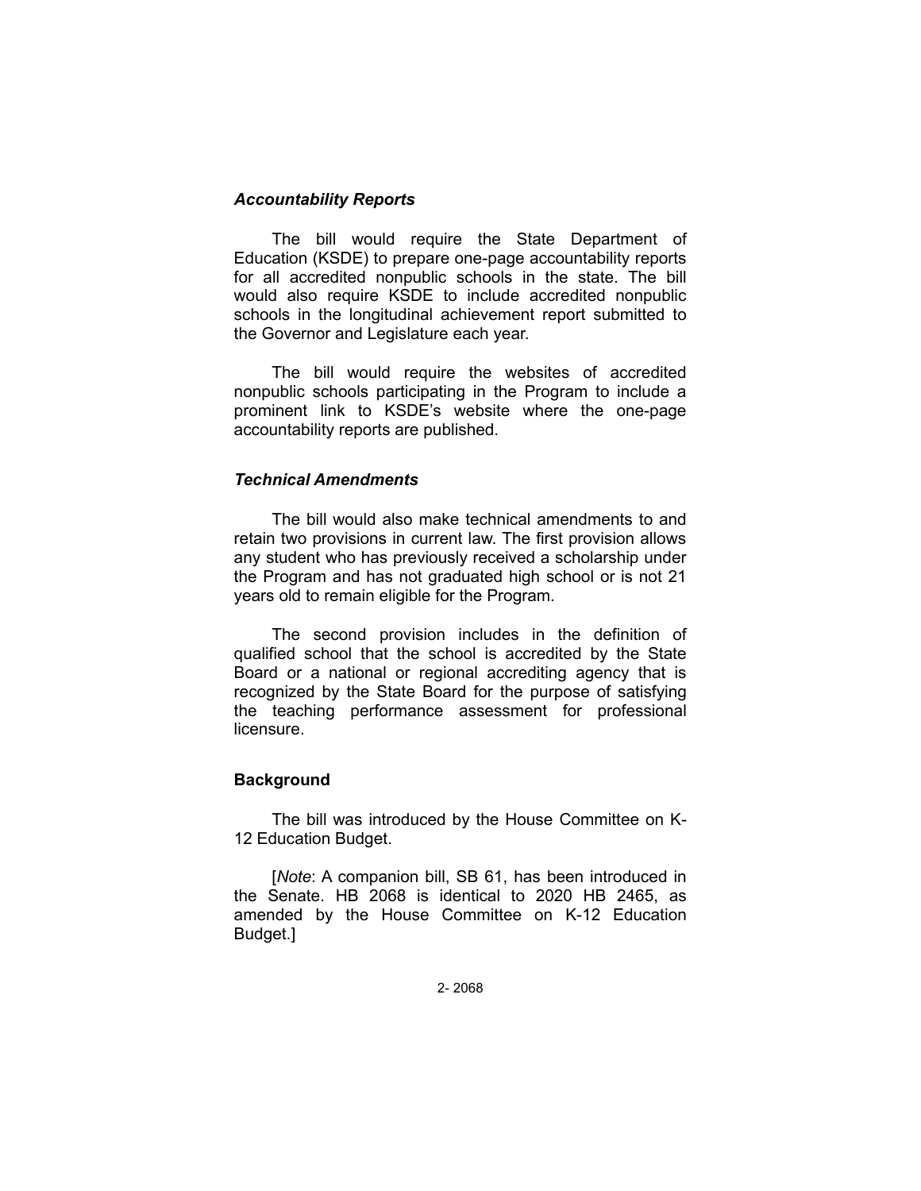### *Accountability Reports*

The bill would require the State Department of Education (KSDE) to prepare one-page accountability reports for all accredited nonpublic schools in the state. The bill would also require KSDE to include accredited nonpublic schools in the longitudinal achievement report submitted to the Governor and Legislature each year.

The bill would require the websites of accredited nonpublic schools participating in the Program to include a prominent link to KSDE's website where the one-page accountability reports are published.

### *Technical Amendments*

The bill would also make technical amendments to and retain two provisions in current law. The first provision allows any student who has previously received a scholarship under the Program and has not graduated high school or is not 21 years old to remain eligible for the Program.

The second provision includes in the definition of qualified school that the school is accredited by the State Board or a national or regional accrediting agency that is recognized by the State Board for the purpose of satisfying the teaching performance assessment for professional licensure.

## Background

The bill was introduced by the House Committee on K-12 Education Budget.

[*Note*: A companion bill, SB 61, has been introduced in the Senate. HB 2068 is identical to 2020 HB 2465, as amended by the House Committee on K-12 Education Budget.]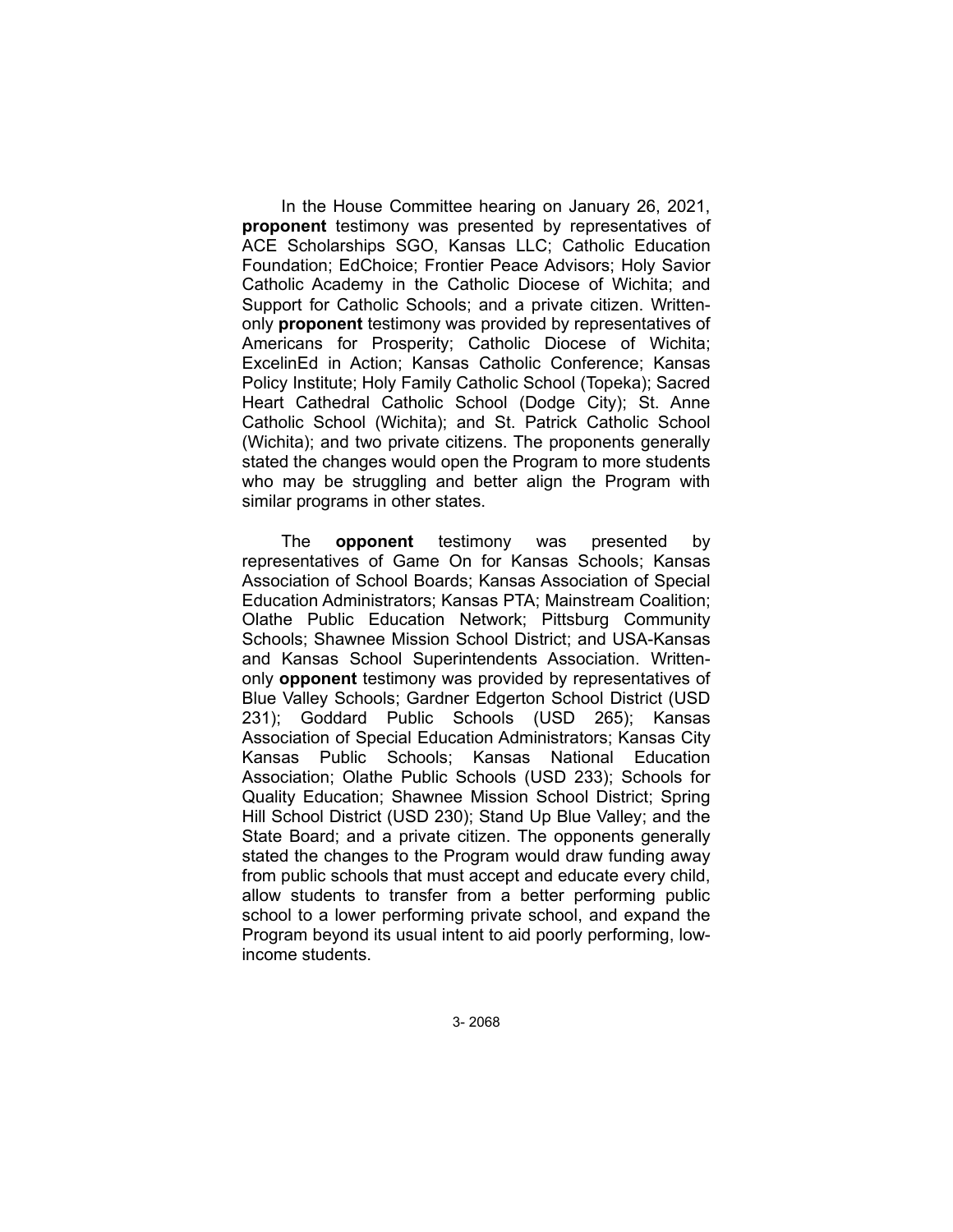In the House Committee hearing on January 26, 2021, **proponent** testimony was presented by representatives of ACE Scholarships SGO, Kansas LLC; Catholic Education Foundation; EdChoice; Frontier Peace Advisors; Holy Savior Catholic Academy in the Catholic Diocese of Wichita; and Support for Catholic Schools; and a private citizen. Written-only **proponent** testimony was provided by representatives of Americans for Prosperity; Catholic Diocese of Wichita; ExcelinEd in Action; Kansas Catholic Conference; Kansas Policy Institute; Holy Family Catholic School (Topeka); Sacred Heart Cathedral Catholic School (Dodge City); St. Anne Catholic School (Wichita); and St. Patrick Catholic School (Wichita); and two private citizens. The proponents generally stated the changes would open the Program to more students who may be struggling and better align the Program with similar programs in other states.

The **opponent** testimony was presented by representatives of Game On for Kansas Schools; Kansas Association of School Boards; Kansas Association of Special Education Administrators; Kansas PTA; Mainstream Coalition; Olathe Public Education Network; Pittsburg Community Schools; Shawnee Mission School District; and USA-Kansas and Kansas School Superintendents Association. Written-only **opponent** testimony was provided by representatives of Blue Valley Schools; Gardner Edgerton School District (USD 231); Goddard Public Schools (USD 265); Kansas Association of Special Education Administrators; Kansas City Kansas Public Schools; Kansas National Education Association; Olathe Public Schools (USD 233); Schools for Quality Education; Shawnee Mission School District; Spring Hill School District (USD 230); Stand Up Blue Valley; and the State Board; and a private citizen. The opponents generally stated the changes to the Program would draw funding away from public schools that must accept and educate every child, allow students to transfer from a better performing public school to a lower performing private school, and expand the Program beyond its usual intent to aid poorly performing, low-income students.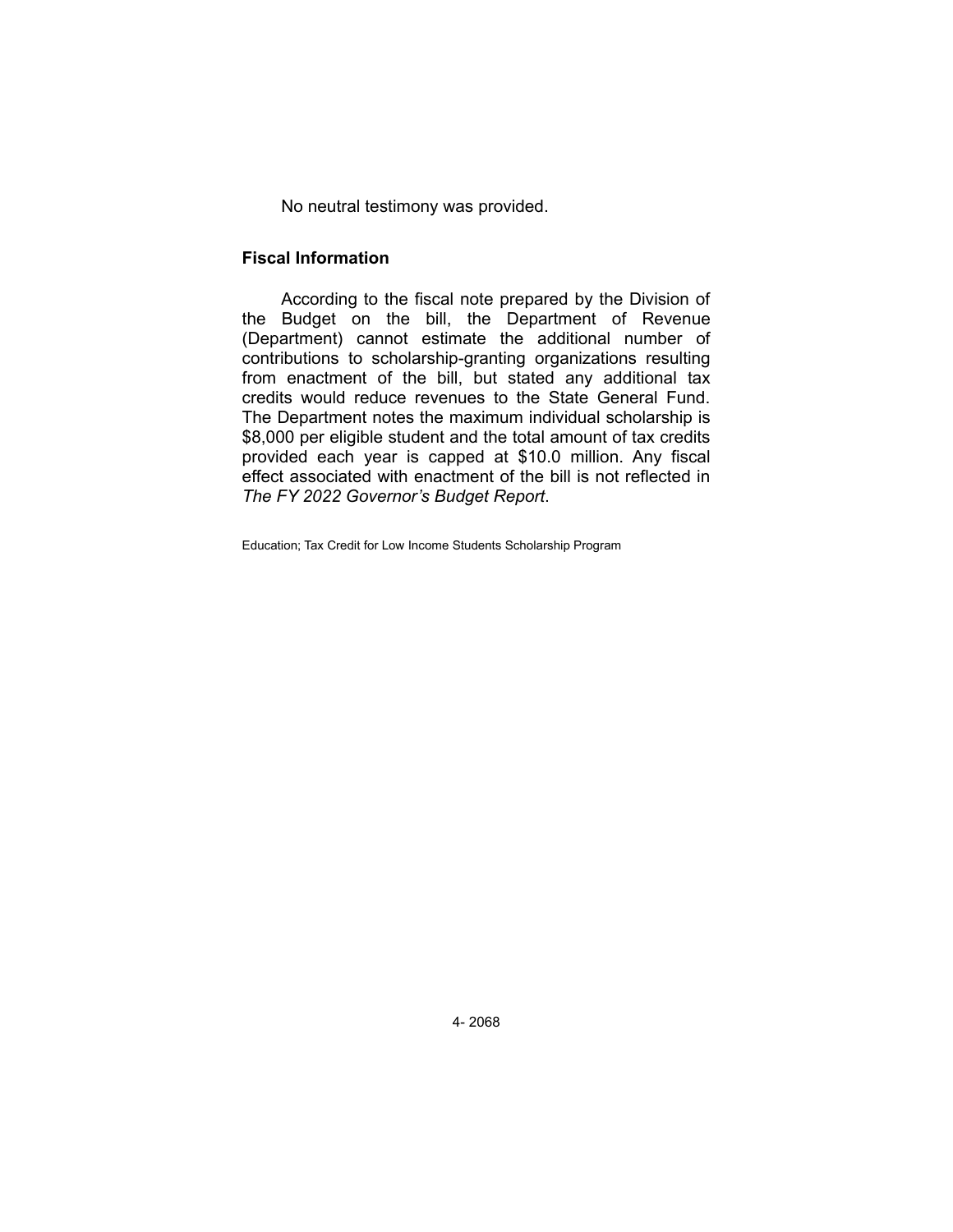No neutral testimony was provided.

## Fiscal Information

According to the fiscal note prepared by the Division of the Budget on the bill, the Department of Revenue (Department) cannot estimate the additional number of contributions to scholarship-granting organizations resulting from enactment of the bill, but stated any additional tax credits would reduce revenues to the State General Fund. The Department notes the maximum individual scholarship is \$8,000 per eligible student and the total amount of tax credits provided each year is capped at \$10.0 million. Any fiscal effect associated with enactment of the bill is not reflected in *The FY 2022 Governor's Budget Report*.

Education; Tax Credit for Low Income Students Scholarship Program